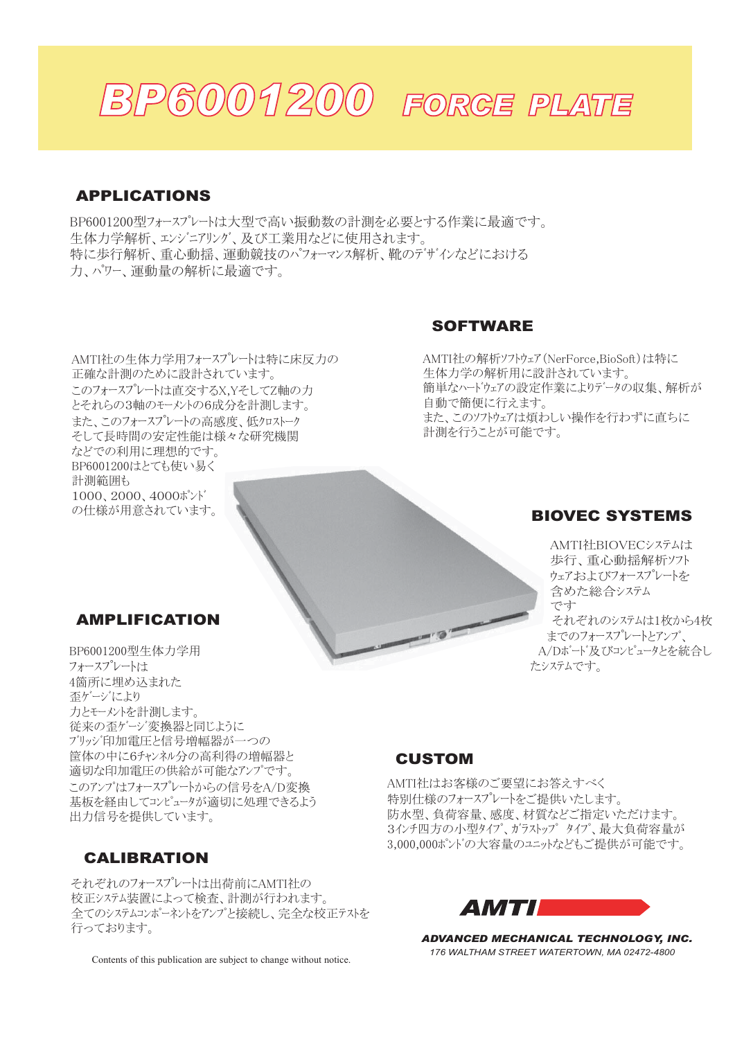# BP6001200 FORCE PLATE

## APPLICATIONS

BP6001200型ﾌｫｰｽﾌﾟﾚｰﾄは大型で高い振動数の計測を必要とする作業に最適です。
生体力学解析、ｴﾝｼﾞﾆｱﾘﾝｸﾞ、及び工業用などに使用されます。
特に歩行解析、重心動揺、運動競技のﾊﾟﾌｫｰﾏﾝｽ解析、靴のﾃﾞｻﾞｲﾝなどにおける
力、ﾊﾟﾜｰ、運動量の解析に最適です。

AMTI社の生体力学用ﾌｫｰｽﾌﾟﾚｰﾄは特に床反力の
正確な計測のために設計されています。
このﾌｫｰｽﾌﾟﾚｰﾄは直交するX,YそしてZ軸の力
とそれらの3軸のﾓｰﾒﾝﾄの6成分を計測します。
また、このﾌｫｰｽﾌﾟﾚｰﾄの高感度、低ｸﾛｽﾄｰｸ
そして長時間の安定性能は様々な研究機関
などでの利用に理想的です。
BP6001200はとても使い易く
計測範囲も
1000、2000、4000ﾎﾟﾝﾄﾞ
の仕様が用意されています。

## SOFTWARE

AMTI社の解析ｿﾌﾄｳｪｱ（NerForce,BioSoft）は特に
生体力学の解析用に設計されています。
簡単なﾊｰﾄﾞｳｪｱの設定作業によりﾃﾞｰﾀの収集、解析が
自動で簡便に行えます。
また、このｿﾌﾄｳｪｱは煩わしい操作を行わずに直ちに
計測を行うことが可能です。

## BIOVEC SYSTEMS

AMTI社BIOVECシステムは
歩行、重心動揺解析ｿﾌﾄ
ｳｪｱおよびﾌｫｰｽﾌﾟﾚｰﾄを
含めた総合システム
です
それぞれのシステムは1枚から4枚
までのﾌｫｰｽﾌﾟﾚｰﾄとｱﾝﾌﾟ、
A/Dﾎﾞｰﾄﾞ及びｺﾝﾋﾟｭｰﾀとを統合し
たシステムです。

## AMPLIFICATION

BP6001200型生体力学用
ﾌｫｰｽﾌﾟﾚｰﾄは
4箇所に埋め込まれた
歪ｹﾞｰｼﾞにより
力とﾓｰﾒﾝﾄを計測します。
従来の歪ｹﾞｰｼﾞ変換器と同じように
ﾌﾞﾘｯｼﾞ印加電圧と信号増幅器が一つの
筐体の中に6ﾁｬﾝﾈﾙ分の高利得の増幅器と
適切な印加電圧の供給が可能なｱﾝﾌﾟです。
このｱﾝﾌﾟはﾌｫｰｽﾌﾟﾚｰﾄからの信号をA/D変換
基板を経由してｺﾝﾋﾟｭｰﾀが適切に処理できるよう
出力信号を提供しています。

## CALIBRATION

それぞれのﾌｫｰｽﾌﾟﾚｰﾄは出荷前にAMTI社の
校正ｼｽﾃﾑ装置によって検査、計測が行われます。
全てのｼｽﾃﾑｺﾝﾎﾟｰﾈﾝﾄをｱﾝﾌﾟと接続し、完全な校正ﾃｽﾄを
行っております。

## CUSTOM

AMTI社はお客様のご要望にお答えすべく
特別仕様のﾌｫｰｽﾌﾟﾚｰﾄをご提供いたします。
防水型、負荷容量、感度、材質などご指定いただけます。
3ｲﾝﾁ四方の小型ﾀｲﾌﾟ、ｶﾞﾗｽﾄｯﾌﾟ ﾀｲﾌﾟ、最大負荷容量が
3,000,000ﾎﾟﾝﾄﾞの大容量のﾕﾆｯﾄなどもご提供が可能です。

Contents of this publication are subject to change without notice.

**AMTI**

***ADVANCED MECHANICAL TECHNOLOGY, INC.***
*176 WALTHAM STREET WATERTOWN, MA 02472-4800*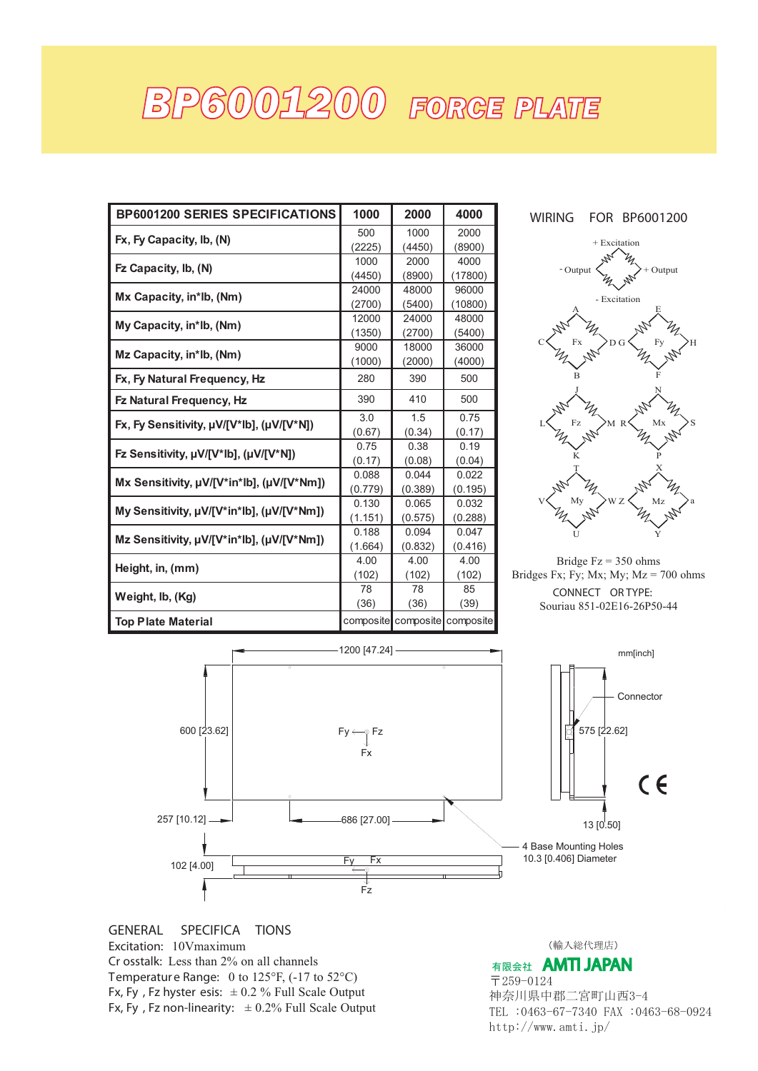# BP6001200 FORCE PLATE

| BP6001200 SERIES SPECIFICATIONS | 1000 | 2000 | 4000 |
|---|---|---|---|
| Fx, Fy Capacity, lb, (N) | 500 (2225) | 1000 (4450) | 2000 (8900) |
| Fz Capacity, lb, (N) | 1000 (4450) | 2000 (8900) | 4000 (17800) |
| Mx Capacity, in*lb, (Nm) | 24000 (2700) | 48000 (5400) | 96000 (10800) |
| My Capacity, in*lb, (Nm) | 12000 (1350) | 24000 (2700) | 48000 (5400) |
| Mz Capacity, in*lb, (Nm) | 9000 (1000) | 18000 (2000) | 36000 (4000) |
| Fx, Fy Natural Frequency, Hz | 280 | 390 | 500 |
| Fz Natural Frequency, Hz | 390 | 410 | 500 |
| Fx, Fy Sensitivity, μV/[V*lb], (μV/[V*N]) | 3.0 (0.67) | 1.5 (0.34) | 0.75 (0.17) |
| Fz Sensitivity, μV/[V*lb], (μV/[V*N]) | 0.75 (0.17) | 0.38 (0.08) | 0.19 (0.04) |
| Mx Sensitivity, μV/[V*in*lb], (μV/[V*Nm]) | 0.088 (0.779) | 0.044 (0.389) | 0.022 (0.195) |
| My Sensitivity, μV/[V*in*lb], (μV/[V*Nm]) | 0.130 (1.151) | 0.065 (0.575) | 0.032 (0.288) |
| Mz Sensitivity, μV/[V*in*lb], (μV/[V*Nm]) | 0.188 (1.664) | 0.094 (0.832) | 0.047 (0.416) |
| Height, in, (mm) | 4.00 (102) | 4.00 (102) | 4.00 (102) |
| Weight, lb, (Kg) | 78 (36) | 78 (36) | 85 (39) |
| Top Plate Material | composite | composite | composite |

## WIRING FOR BP6001200

+ Excitation
- Output
+ Output
- Excitation

A, B, C, D: Fx
E, F, G, H: Fy
J, K, L, M: Fz
N, P, R, S: Mx
T, U, V, W: My
X, Y, Z, a: Mz

Bridge Fz = 350 ohms
Bridges Fx; Fy; Mx; My; Mz = 700 ohms

CONNECT OR TYPE:
Souriau 851-02E16-26P50-44

mm[inch]

1200 [47.24]
600 [23.62]
Fy Fz
Fx
257 [10.12]
686 [27.00]
575 [22.62]
Connector
13 [0.50]
4 Base Mounting Holes
10.3 [0.406] Diameter
102 [4.00]
Fy Fx
Fz

CE

## GENERAL SPECIFICATIONS

Excitation: 10Vmaximum
Crosstalk: Less than 2% on all channels
Temperature Range: 0 to 125°F, (-17 to 52°C)
Fx, Fy, Fz hysteresis: ± 0.2 % Full Scale Output
Fx, Fy, Fz non-linearity: ± 0.2% Full Scale Output

（輸入総代理店）
有限会社 AMTI JAPAN
〒259-0124
神奈川県中郡二宮町山西3-4
TEL :0463-67-7340 FAX :0463-68-0924
http://www.amti.jp/